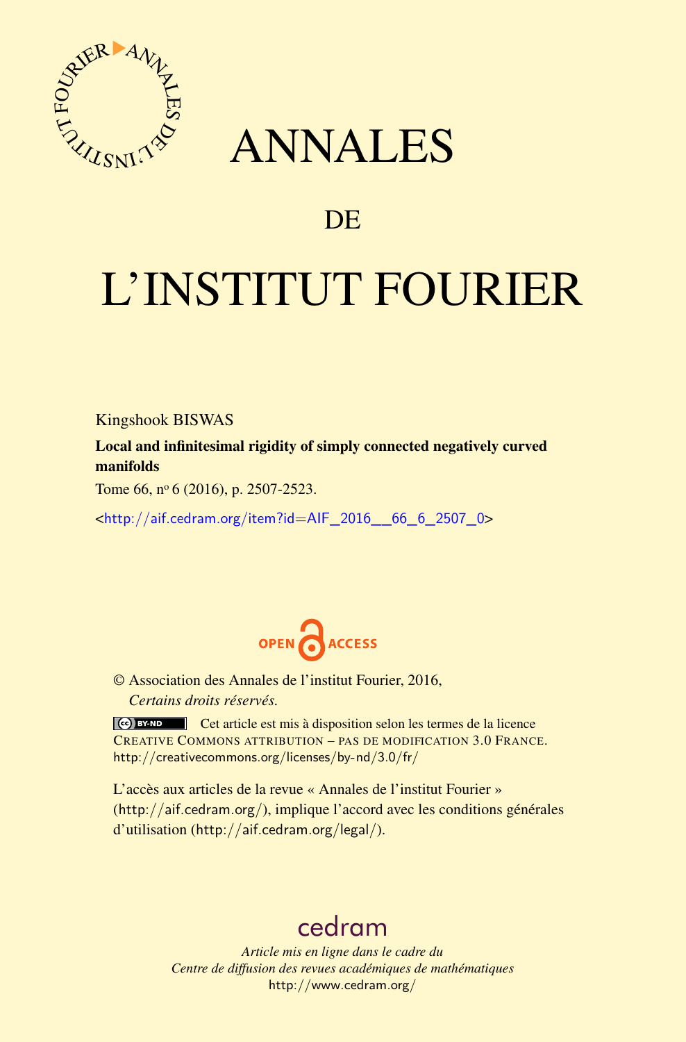# ANNALES

## DE

# L'INSTITUT FOURIER

Kingshook BISWAS

**Local and infinitesimal rigidity of simply connected negatively curved manifolds**

Tome 66, nº 6 (2016), p. 2507-2523.

<http://aif.cedram.org/item?id=AIF_2016__66_6_2507_0>

OPEN ACCESS

© Association des Annales de l'institut Fourier, 2016,
*Certains droits réservés.*

Cet article est mis à disposition selon les termes de la licence CREATIVE COMMONS ATTRIBUTION – PAS DE MODIFICATION 3.0 FRANCE.
http://creativecommons.org/licenses/by-nd/3.0/fr/

L'accès aux articles de la revue « Annales de l'institut Fourier » (http://aif.cedram.org/), implique l'accord avec les conditions générales d'utilisation (http://aif.cedram.org/legal/).

cedram

*Article mis en ligne dans le cadre du*
*Centre de diffusion des revues académiques de mathématiques*
http://www.cedram.org/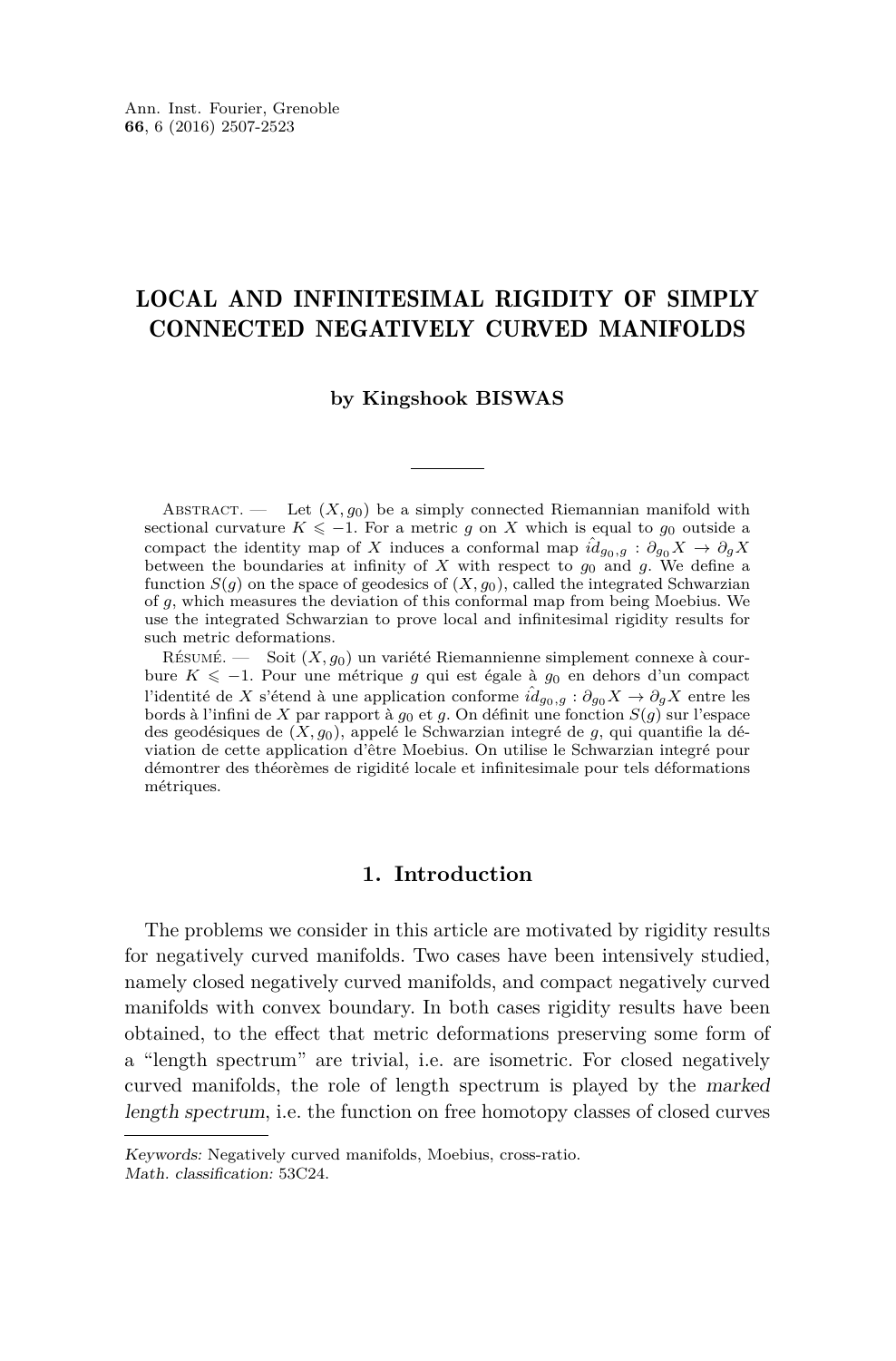# LOCAL AND INFINITESIMAL RIGIDITY OF SIMPLY CONNECTED NEGATIVELY CURVED MANIFOLDS

**by Kingshook BISWAS**

Abstract. — Let $(X, g_0)$ be a simply connected Riemannian manifold with sectional curvature $K \leqslant -1$. For a metric $g$ on $X$ which is equal to $g_0$ outside a compact the identity map of $X$ induces a conformal map $\hat{id}_{g_0,g} : \partial_{g_0} X \to \partial_g X$ between the boundaries at infinity of $X$ with respect to $g_0$ and $g$. We define a function $S(g)$ on the space of geodesics of $(X, g_0)$, called the integrated Schwarzian of $g$, which measures the deviation of this conformal map from being Moebius. We use the integrated Schwarzian to prove local and infinitesimal rigidity results for such metric deformations.

Résumé. — Soit $(X, g_0)$ un variété Riemannienne simplement connexe à courbure $K \leqslant -1$. Pour une métrique $g$ qui est égale à $g_0$ en dehors d'un compact l'identité de $X$ s'étend à une application conforme $\hat{id}_{g_0,g} : \partial_{g_0} X \to \partial_g X$ entre les bords à l'infini de $X$ par rapport à $g_0$ et $g$. On définit une fonction $S(g)$ sur l'espace des geodésiques de $(X, g_0)$, appelé le Schwarzian integré de $g$, qui quantifie la déviation de cette application d'être Moebius. On utilise le Schwarzian integré pour démontrer des théorèmes de rigidité locale et infinitesimale pour tels déformations métriques.

## 1. Introduction

The problems we consider in this article are motivated by rigidity results for negatively curved manifolds. Two cases have been intensively studied, namely closed negatively curved manifolds, and compact negatively curved manifolds with convex boundary. In both cases rigidity results have been obtained, to the effect that metric deformations preserving some form of a "length spectrum" are trivial, i.e. are isometric. For closed negatively curved manifolds, the role of length spectrum is played by the *marked length spectrum*, i.e. the function on free homotopy classes of closed curves

*Keywords:* Negatively curved manifolds, Moebius, cross-ratio.
*Math. classification:* 53C24.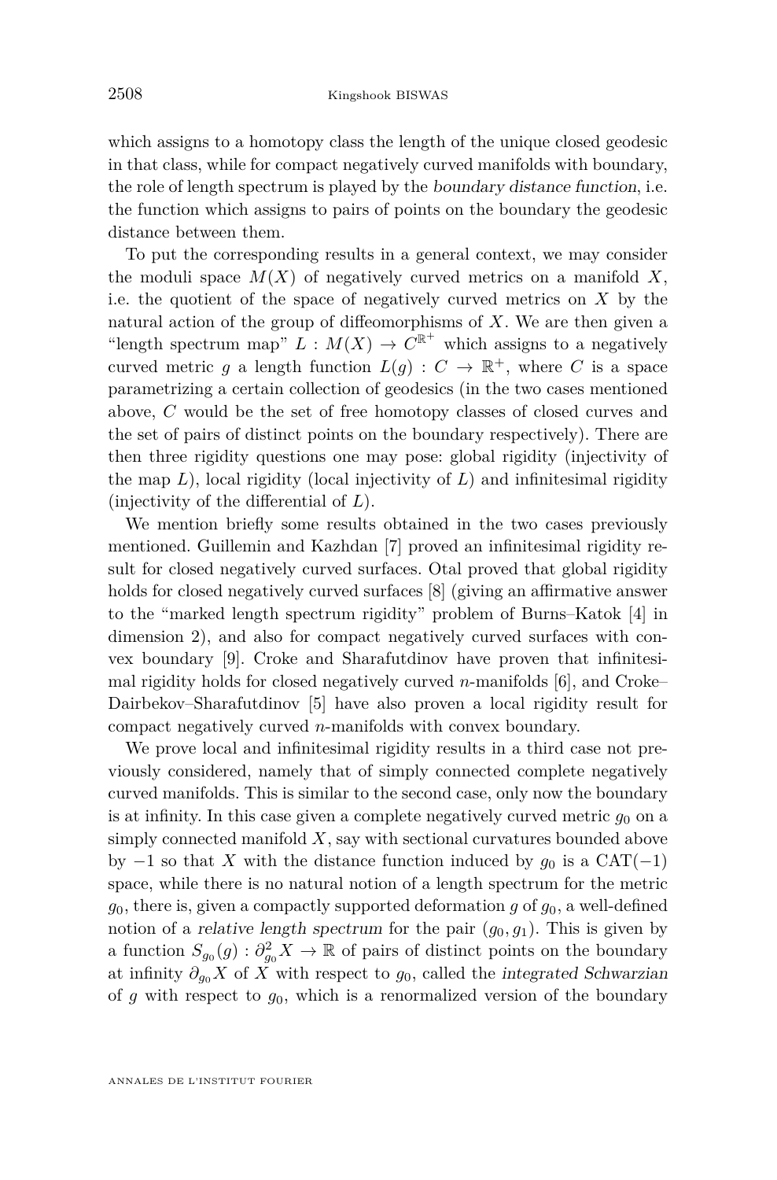which assigns to a homotopy class the length of the unique closed geodesic in that class, while for compact negatively curved manifolds with boundary, the role of length spectrum is played by the *boundary distance function*, i.e. the function which assigns to pairs of points on the boundary the geodesic distance between them.

To put the corresponding results in a general context, we may consider the moduli space $M(X)$ of negatively curved metrics on a manifold $X$, i.e. the quotient of the space of negatively curved metrics on $X$ by the natural action of the group of diffeomorphisms of $X$. We are then given a "length spectrum map" $L : M(X) \to C^{\mathbb{R}^+}$ which assigns to a negatively curved metric $g$ a length function $L(g) : C \to \mathbb{R}^+$, where $C$ is a space parametrizing a certain collection of geodesics (in the two cases mentioned above, $C$ would be the set of free homotopy classes of closed curves and the set of pairs of distinct points on the boundary respectively). There are then three rigidity questions one may pose: global rigidity (injectivity of the map $L$), local rigidity (local injectivity of $L$) and infinitesimal rigidity (injectivity of the differential of $L$).

We mention briefly some results obtained in the two cases previously mentioned. Guillemin and Kazhdan [7] proved an infinitesimal rigidity result for closed negatively curved surfaces. Otal proved that global rigidity holds for closed negatively curved surfaces [8] (giving an affirmative answer to the "marked length spectrum rigidity" problem of Burns–Katok [4] in dimension 2), and also for compact negatively curved surfaces with convex boundary [9]. Croke and Sharafutdinov have proven that infinitesimal rigidity holds for closed negatively curved $n$-manifolds [6], and Croke–Dairbekov–Sharafutdinov [5] have also proven a local rigidity result for compact negatively curved $n$-manifolds with convex boundary.

We prove local and infinitesimal rigidity results in a third case not previously considered, namely that of simply connected complete negatively curved manifolds. This is similar to the second case, only now the boundary is at infinity. In this case given a complete negatively curved metric $g_0$ on a simply connected manifold $X$, say with sectional curvatures bounded above by $-1$ so that $X$ with the distance function induced by $g_0$ is a CAT$(-1)$ space, while there is no natural notion of a length spectrum for the metric $g_0$, there is, given a compactly supported deformation $g$ of $g_0$, a well-defined notion of a *relative length spectrum* for the pair $(g_0, g_1)$. This is given by a function $S_{g_0}(g) : \partial^2_{g_0} X \to \mathbb{R}$ of pairs of distinct points on the boundary at infinity $\partial_{g_0} X$ of $X$ with respect to $g_0$, called the *integrated Schwarzian* of $g$ with respect to $g_0$, which is a renormalized version of the boundary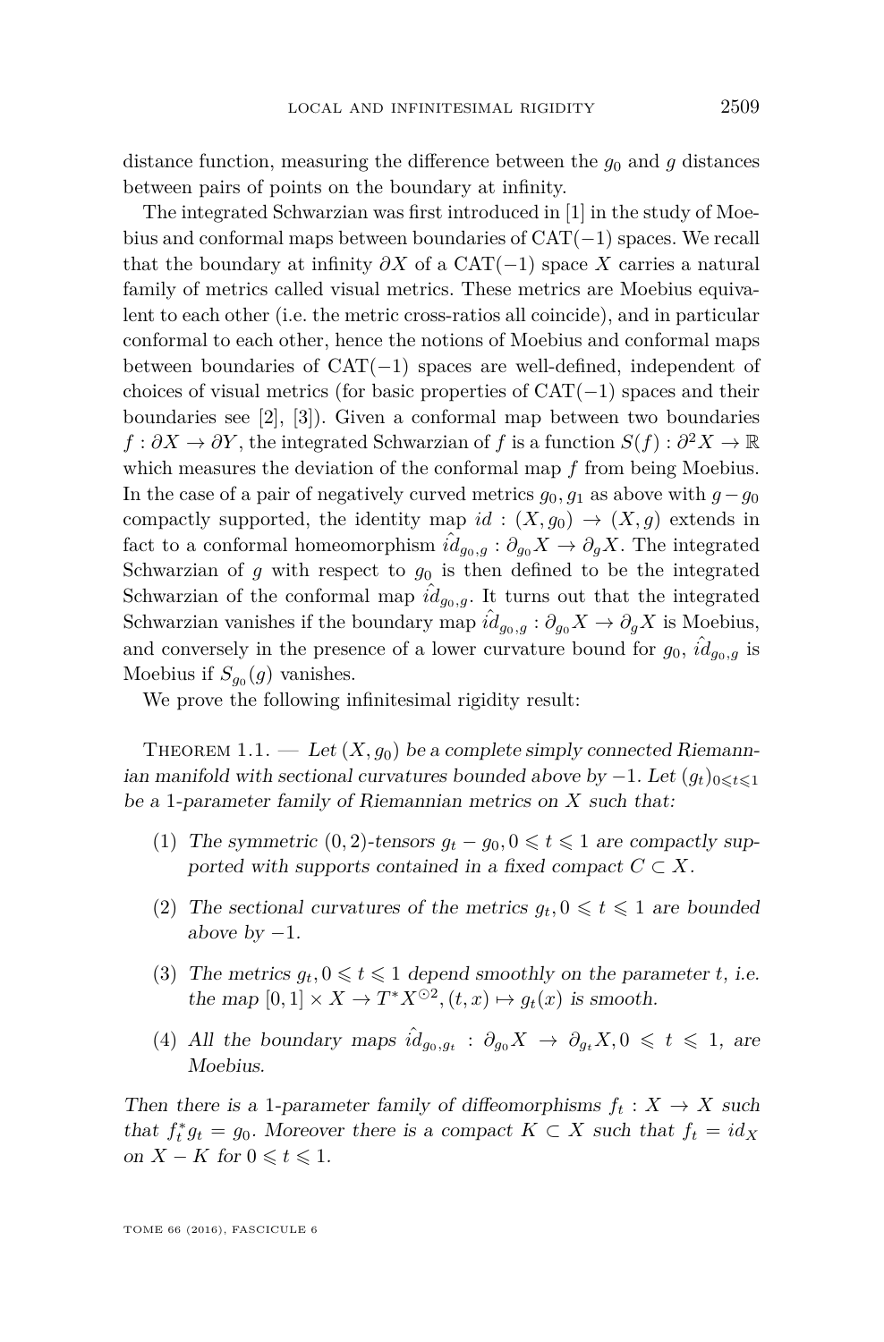distance function, measuring the difference between the $g_0$ and $g$ distances between pairs of points on the boundary at infinity.

The integrated Schwarzian was first introduced in [1] in the study of Moebius and conformal maps between boundaries of CAT$(-1)$ spaces. We recall that the boundary at infinity $\partial X$ of a CAT$(-1)$ space $X$ carries a natural family of metrics called visual metrics. These metrics are Moebius equivalent to each other (i.e. the metric cross-ratios all coincide), and in particular conformal to each other, hence the notions of Moebius and conformal maps between boundaries of CAT$(-1)$ spaces are well-defined, independent of choices of visual metrics (for basic properties of CAT$(-1)$ spaces and their boundaries see [2], [3]). Given a conformal map between two boundaries $f : \partial X \to \partial Y$, the integrated Schwarzian of $f$ is a function $S(f) : \partial^2 X \to \mathbb{R}$ which measures the deviation of the conformal map $f$ from being Moebius. In the case of a pair of negatively curved metrics $g_0, g_1$ as above with $g - g_0$ compactly supported, the identity map $id : (X, g_0) \to (X, g)$ extends in fact to a conformal homeomorphism $\hat{id}_{g_0,g} : \partial_{g_0} X \to \partial_g X$. The integrated Schwarzian of $g$ with respect to $g_0$ is then defined to be the integrated Schwarzian of the conformal map $\hat{id}_{g_0,g}$. It turns out that the integrated Schwarzian vanishes if the boundary map $\hat{id}_{g_0,g} : \partial_{g_0} X \to \partial_g X$ is Moebius, and conversely in the presence of a lower curvature bound for $g_0$, $\hat{id}_{g_0,g}$ is Moebius if $S_{g_0}(g)$ vanishes.

We prove the following infinitesimal rigidity result:

Theorem 1.1. — *Let $(X, g_0)$ be a complete simply connected Riemannian manifold with sectional curvatures bounded above by $-1$. Let $(g_t)_{0 \leqslant t \leqslant 1}$ be a 1-parameter family of Riemannian metrics on $X$ such that:*

1. *The symmetric $(0,2)$-tensors $g_t - g_0, 0 \leqslant t \leqslant 1$ are compactly supported with supports contained in a fixed compact $C \subset X$.*
2. *The sectional curvatures of the metrics $g_t, 0 \leqslant t \leqslant 1$ are bounded above by $-1$.*
3. *The metrics $g_t, 0 \leqslant t \leqslant 1$ depend smoothly on the parameter $t$, i.e. the map $[0,1] \times X \to T^*X^{\odot 2}, (t,x) \mapsto g_t(x)$ is smooth.*
4. *All the boundary maps $\hat{id}_{g_0,g_t} : \partial_{g_0} X \to \partial_{g_t} X, 0 \leqslant t \leqslant 1$, are Moebius.*

*Then there is a 1-parameter family of diffeomorphisms $f_t : X \to X$ such that $f_t^* g_t = g_0$. Moreover there is a compact $K \subset X$ such that $f_t = id_X$ on $X - K$ for $0 \leqslant t \leqslant 1$.*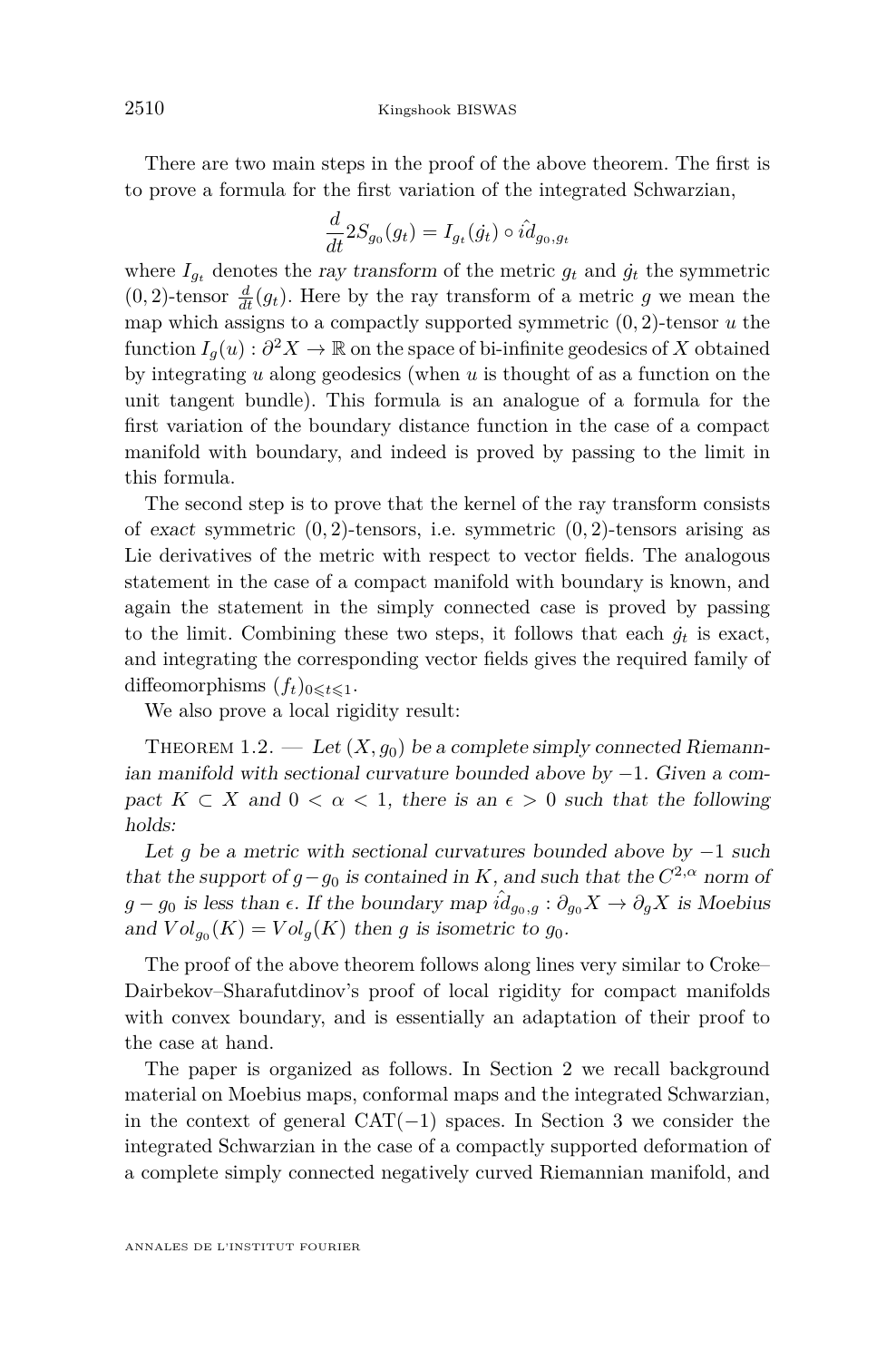There are two main steps in the proof of the above theorem. The first is to prove a formula for the first variation of the integrated Schwarzian,

$$\frac{d}{dt} 2S_{g_0}(g_t) = I_{g_t}(\dot{g_t}) \circ \hat{id}_{g_0,g_t}$$

where $I_{g_t}$ denotes the *ray transform* of the metric $g_t$ and $\dot{g_t}$ the symmetric $(0,2)$-tensor $\frac{d}{dt}(g_t)$. Here by the ray transform of a metric $g$ we mean the map which assigns to a compactly supported symmetric $(0,2)$-tensor $u$ the function $I_g(u) : \partial^2 X \to \mathbb{R}$ on the space of bi-infinite geodesics of $X$ obtained by integrating $u$ along geodesics (when $u$ is thought of as a function on the unit tangent bundle). This formula is an analogue of a formula for the first variation of the boundary distance function in the case of a compact manifold with boundary, and indeed is proved by passing to the limit in this formula.

The second step is to prove that the kernel of the ray transform consists of *exact* symmetric $(0,2)$-tensors, i.e. symmetric $(0,2)$-tensors arising as Lie derivatives of the metric with respect to vector fields. The analogous statement in the case of a compact manifold with boundary is known, and again the statement in the simply connected case is proved by passing to the limit. Combining these two steps, it follows that each $\dot{g_t}$ is exact, and integrating the corresponding vector fields gives the required family of diffeomorphisms $(f_t)_{0 \leqslant t \leqslant 1}$.

We also prove a local rigidity result:

Theorem 1.2. — *Let $(X, g_0)$ be a complete simply connected Riemannian manifold with sectional curvature bounded above by $-1$. Given a compact $K \subset X$ and $0 < \alpha < 1$, there is an $\epsilon > 0$ such that the following holds:*

*Let $g$ be a metric with sectional curvatures bounded above by $-1$ such that the support of $g - g_0$ is contained in $K$, and such that the $C^{2,\alpha}$ norm of $g - g_0$ is less than $\epsilon$. If the boundary map $\hat{id}_{g_0,g} : \partial_{g_0} X \to \partial_g X$ is Moebius and $Vol_{g_0}(K) = Vol_g(K)$ then $g$ is isometric to $g_0$.*

The proof of the above theorem follows along lines very similar to Croke–Dairbekov–Sharafutdinov's proof of local rigidity for compact manifolds with convex boundary, and is essentially an adaptation of their proof to the case at hand.

The paper is organized as follows. In Section 2 we recall background material on Moebius maps, conformal maps and the integrated Schwarzian, in the context of general CAT$(-1)$ spaces. In Section 3 we consider the integrated Schwarzian in the case of a compactly supported deformation of a complete simply connected negatively curved Riemannian manifold, and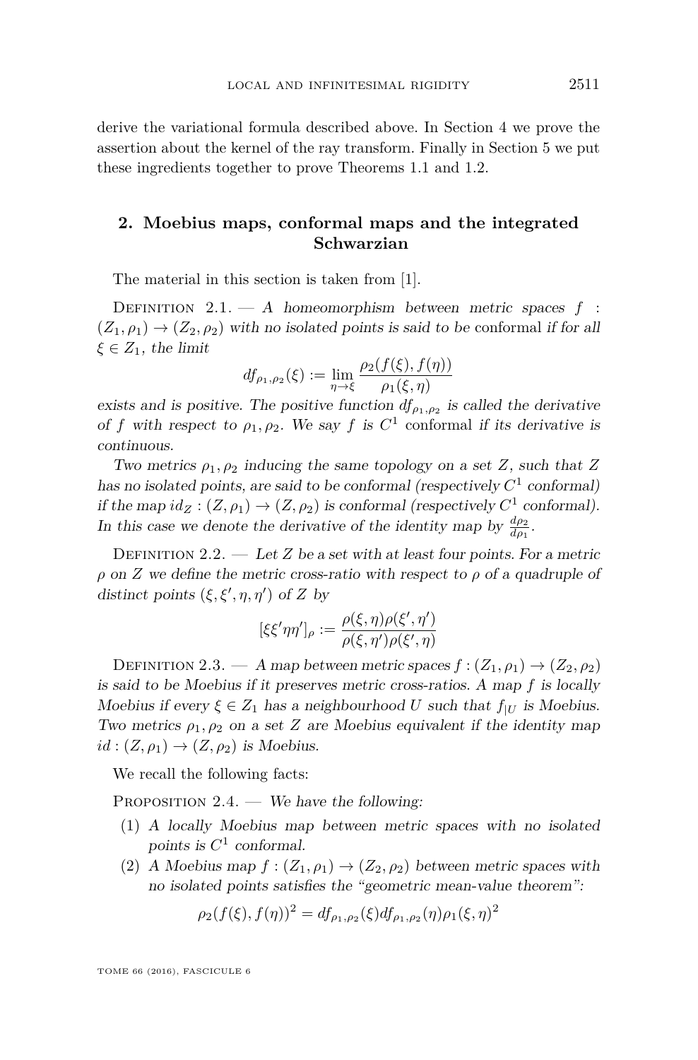derive the variational formula described above. In Section 4 we prove the assertion about the kernel of the ray transform. Finally in Section 5 we put these ingredients together to prove Theorems 1.1 and 1.2.

## 2. Moebius maps, conformal maps and the integrated Schwarzian

The material in this section is taken from [1].

Definition 2.1. — *A homeomorphism between metric spaces $f : (Z_1, \rho_1) \to (Z_2, \rho_2)$ with no isolated points is said to be* conformal *if for all $\xi \in Z_1$, the limit*

$$df_{\rho_1,\rho_2}(\xi) := \lim_{\eta \to \xi} \frac{\rho_2(f(\xi), f(\eta))}{\rho_1(\xi, \eta)}$$

*exists and is positive. The positive function $df_{\rho_1,\rho_2}$ is called the derivative of $f$ with respect to $\rho_1, \rho_2$. We say $f$ is $C^1$* conformal *if its derivative is continuous.*

*Two metrics $\rho_1, \rho_2$ inducing the same topology on a set $Z$, such that $Z$ has no isolated points, are said to be conformal (respectively $C^1$ conformal) if the map $id_Z : (Z, \rho_1) \to (Z, \rho_2)$ is conformal (respectively $C^1$ conformal). In this case we denote the derivative of the identity map by $\frac{d\rho_2}{d\rho_1}$.*

Definition 2.2. — *Let $Z$ be a set with at least four points. For a metric $\rho$ on $Z$ we define the metric cross-ratio with respect to $\rho$ of a quadruple of distinct points $(\xi, \xi', \eta, \eta')$ of $Z$ by*

$$[\xi\xi'\eta\eta']_\rho := \frac{\rho(\xi,\eta)\rho(\xi',\eta')}{\rho(\xi,\eta')\rho(\xi',\eta)}$$

Definition 2.3. — *A map between metric spaces $f : (Z_1, \rho_1) \to (Z_2, \rho_2)$ is said to be Moebius if it preserves metric cross-ratios. A map $f$ is locally Moebius if every $\xi \in Z_1$ has a neighbourhood $U$ such that $f_{|U}$ is Moebius. Two metrics $\rho_1, \rho_2$ on a set $Z$ are Moebius equivalent if the identity map $id : (Z, \rho_1) \to (Z, \rho_2)$ is Moebius.*

We recall the following facts:

Proposition 2.4. — *We have the following:*

1. *A locally Moebius map between metric spaces with no isolated points is $C^1$ conformal.*
2. *A Moebius map $f : (Z_1, \rho_1) \to (Z_2, \rho_2)$ between metric spaces with no isolated points satisfies the "geometric mean-value theorem":*

$$\rho_2(f(\xi), f(\eta))^2 = df_{\rho_1,\rho_2}(\xi) df_{\rho_1,\rho_2}(\eta) \rho_1(\xi, \eta)^2$$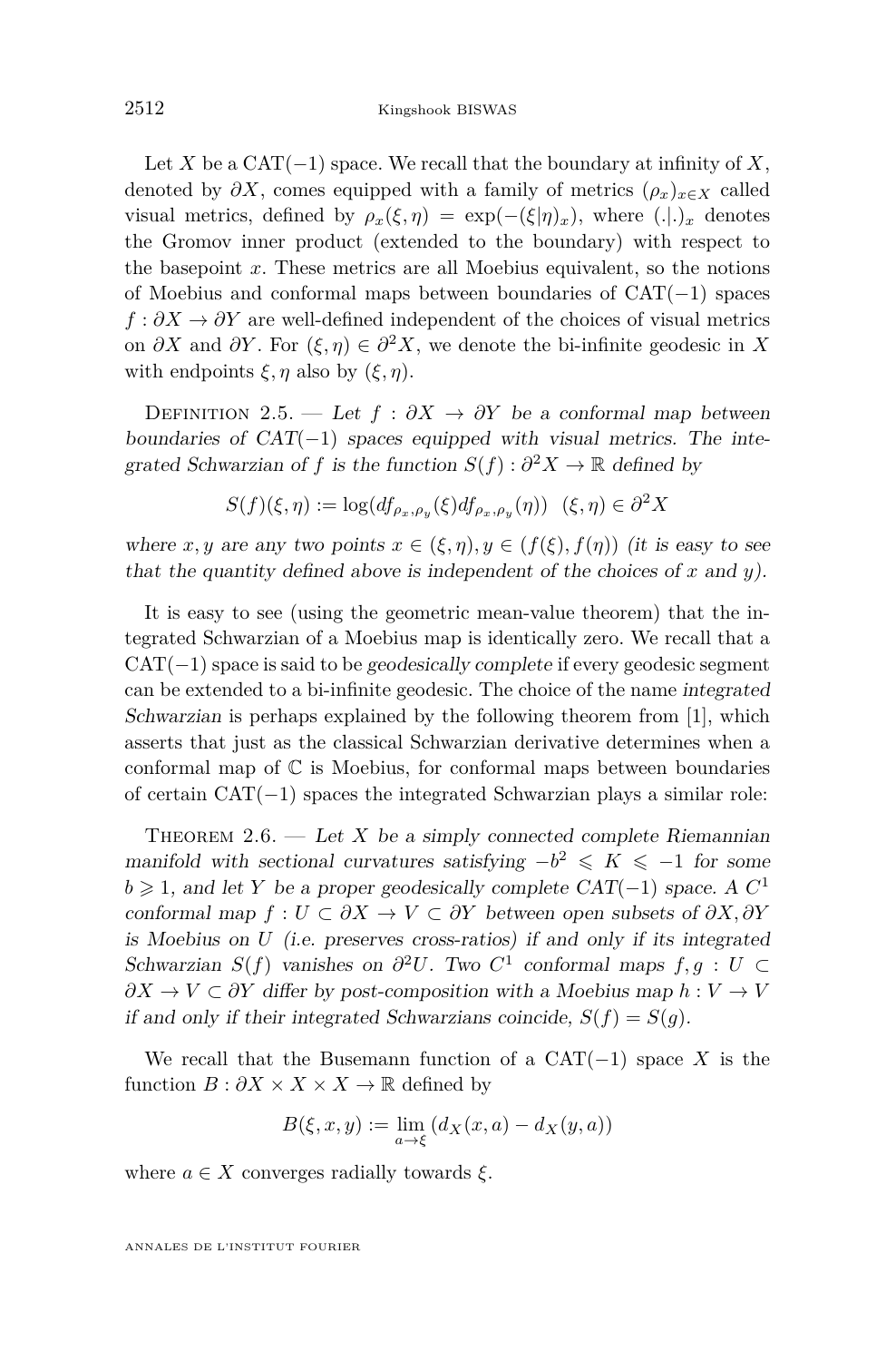Let $X$ be a $\mathrm{CAT}(-1)$ space. We recall that the boundary at infinity of $X$, denoted by $\partial X$, comes equipped with a family of metrics $(\rho_x)_{x \in X}$ called visual metrics, defined by $\rho_x(\xi, \eta) = \exp(-(\xi|\eta)_x)$, where $(.|.)_x$ denotes the Gromov inner product (extended to the boundary) with respect to the basepoint $x$. These metrics are all Moebius equivalent, so the notions of Moebius and conformal maps between boundaries of $\mathrm{CAT}(-1)$ spaces $f : \partial X \to \partial Y$ are well-defined independent of the choices of visual metrics on $\partial X$ and $\partial Y$. For $(\xi, \eta) \in \partial^2 X$, we denote the bi-infinite geodesic in $X$ with endpoints $\xi, \eta$ also by $(\xi, \eta)$.

Definition 2.5. — *Let $f : \partial X \to \partial Y$ be a conformal map between boundaries of $\mathrm{CAT}(-1)$ spaces equipped with visual metrics. The integrated Schwarzian of $f$ is the function $S(f) : \partial^2 X \to \mathbb{R}$ defined by*

$$S(f)(\xi, \eta) := \log(df_{\rho_x, \rho_y}(\xi) df_{\rho_x, \rho_y}(\eta)) \quad (\xi, \eta) \in \partial^2 X$$

*where $x, y$ are any two points $x \in (\xi, \eta), y \in (f(\xi), f(\eta))$ (it is easy to see that the quantity defined above is independent of the choices of $x$ and $y$).*

It is easy to see (using the geometric mean-value theorem) that the integrated Schwarzian of a Moebius map is identically zero. We recall that a $\mathrm{CAT}(-1)$ space is said to be *geodesically complete* if every geodesic segment can be extended to a bi-infinite geodesic. The choice of the name *integrated Schwarzian* is perhaps explained by the following theorem from [1], which asserts that just as the classical Schwarzian derivative determines when a conformal map of $\mathbb{C}$ is Moebius, for conformal maps between boundaries of certain $\mathrm{CAT}(-1)$ spaces the integrated Schwarzian plays a similar role:

Theorem 2.6. — *Let $X$ be a simply connected complete Riemannian manifold with sectional curvatures satisfying $-b^2 \leqslant K \leqslant -1$ for some $b \geqslant 1$, and let $Y$ be a proper geodesically complete $\mathrm{CAT}(-1)$ space. A $C^1$ conformal map $f : U \subset \partial X \to V \subset \partial Y$ between open subsets of $\partial X, \partial Y$ is Moebius on $U$ (i.e. preserves cross-ratios) if and only if its integrated Schwarzian $S(f)$ vanishes on $\partial^2 U$. Two $C^1$ conformal maps $f, g : U \subset \partial X \to V \subset \partial Y$ differ by post-composition with a Moebius map $h : V \to V$ if and only if their integrated Schwarzians coincide, $S(f) = S(g)$.*

We recall that the Busemann function of a $\mathrm{CAT}(-1)$ space $X$ is the function $B : \partial X \times X \times X \to \mathbb{R}$ defined by

$$B(\xi, x, y) := \lim_{a \to \xi} (d_X(x, a) - d_X(y, a))$$

where $a \in X$ converges radially towards $\xi$.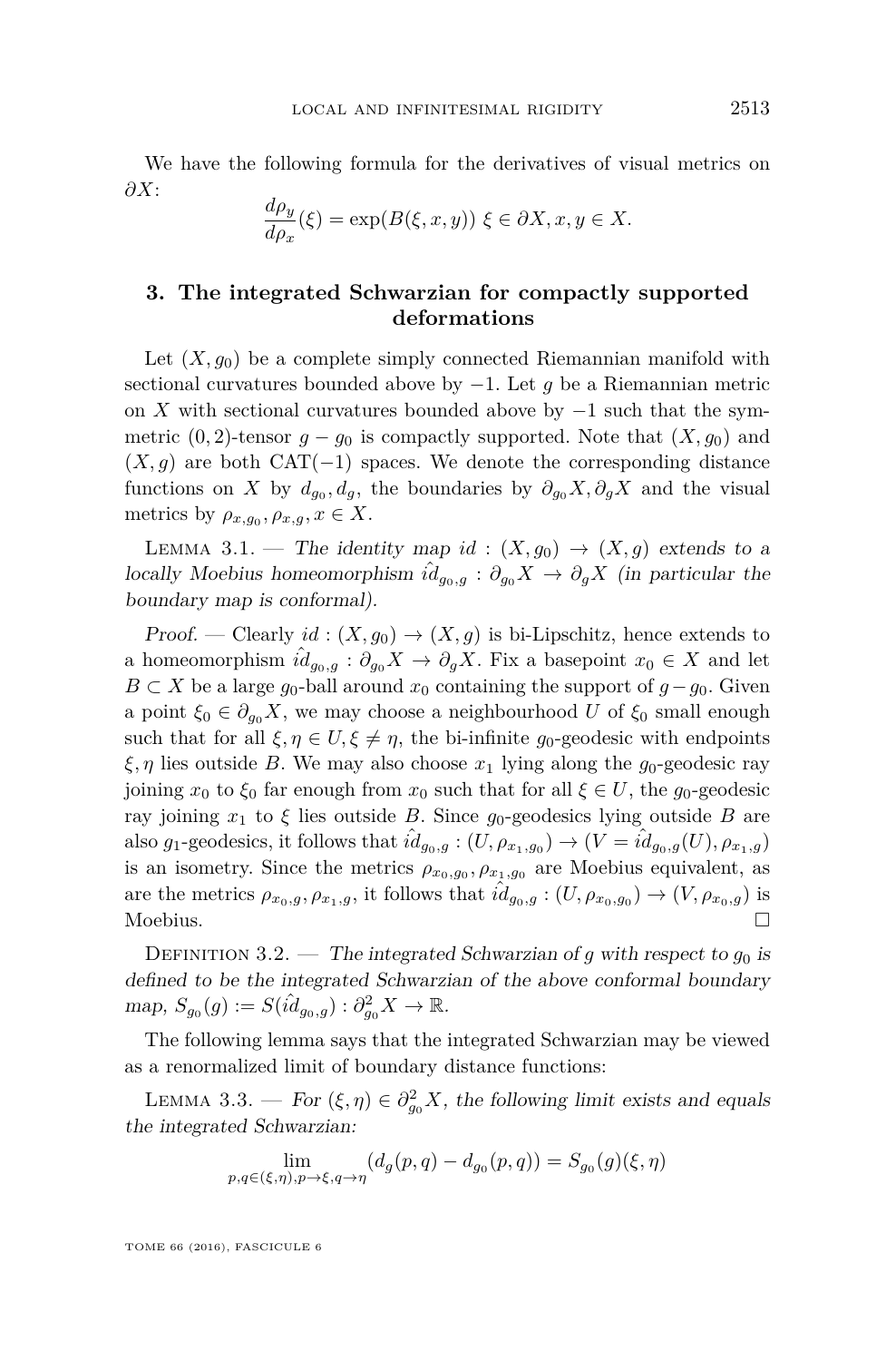We have the following formula for the derivatives of visual metrics on $\partial X$:

$$\frac{d\rho_y}{d\rho_x}(\xi) = \exp(B(\xi, x, y)) \ \xi \in \partial X, x, y \in X.$$

## 3. The integrated Schwarzian for compactly supported deformations

Let $(X, g_0)$ be a complete simply connected Riemannian manifold with sectional curvatures bounded above by $-1$. Let $g$ be a Riemannian metric on $X$ with sectional curvatures bounded above by $-1$ such that the symmetric $(0,2)$-tensor $g - g_0$ is compactly supported. Note that $(X, g_0)$ and $(X, g)$ are both CAT$(-1)$ spaces. We denote the corresponding distance functions on $X$ by $d_{g_0}, d_g$, the boundaries by $\partial_{g_0} X, \partial_g X$ and the visual metrics by $\rho_{x,g_0}, \rho_{x,g}, x \in X$.

Lemma 3.1. — *The identity map $id : (X, g_0) \to (X, g)$ extends to a locally Moebius homeomorphism $\hat{id}_{g_0,g} : \partial_{g_0} X \to \partial_g X$ (in particular the boundary map is conformal).*

*Proof.* — Clearly $id : (X, g_0) \to (X, g)$ is bi-Lipschitz, hence extends to a homeomorphism $\hat{id}_{g_0,g} : \partial_{g_0} X \to \partial_g X$. Fix a basepoint $x_0 \in X$ and let $B \subset X$ be a large $g_0$-ball around $x_0$ containing the support of $g - g_0$. Given a point $\xi_0 \in \partial_{g_0} X$, we may choose a neighbourhood $U$ of $\xi_0$ small enough such that for all $\xi, \eta \in U, \xi \neq \eta$, the bi-infinite $g_0$-geodesic with endpoints $\xi, \eta$ lies outside $B$. We may also choose $x_1$ lying along the $g_0$-geodesic ray joining $x_0$ to $\xi_0$ far enough from $x_0$ such that for all $\xi \in U$, the $g_0$-geodesic ray joining $x_1$ to $\xi$ lies outside $B$. Since $g_0$-geodesics lying outside $B$ are also $g_1$-geodesics, it follows that $\hat{id}_{g_0,g} : (U, \rho_{x_1,g_0}) \to (V = \hat{id}_{g_0,g}(U), \rho_{x_1,g})$ is an isometry. Since the metrics $\rho_{x_0,g_0}, \rho_{x_1,g_0}$ are Moebius equivalent, as are the metrics $\rho_{x_0,g}, \rho_{x_1,g}$, it follows that $\hat{id}_{g_0,g} : (U, \rho_{x_0,g_0}) \to (V, \rho_{x_0,g})$ is Moebius. $\square$

Definition 3.2. — *The integrated Schwarzian of $g$ with respect to $g_0$ is defined to be the integrated Schwarzian of the above conformal boundary map, $S_{g_0}(g) := S(\hat{id}_{g_0,g}) : \partial^2_{g_0} X \to \mathbb{R}$.*

The following lemma says that the integrated Schwarzian may be viewed as a renormalized limit of boundary distance functions:

Lemma 3.3. — *For $(\xi, \eta) \in \partial^2_{g_0} X$, the following limit exists and equals the integrated Schwarzian:*

$$\lim_{p,q \in (\xi,\eta), p \to \xi, q \to \eta} (d_g(p,q) - d_{g_0}(p,q)) = S_{g_0}(g)(\xi, \eta)$$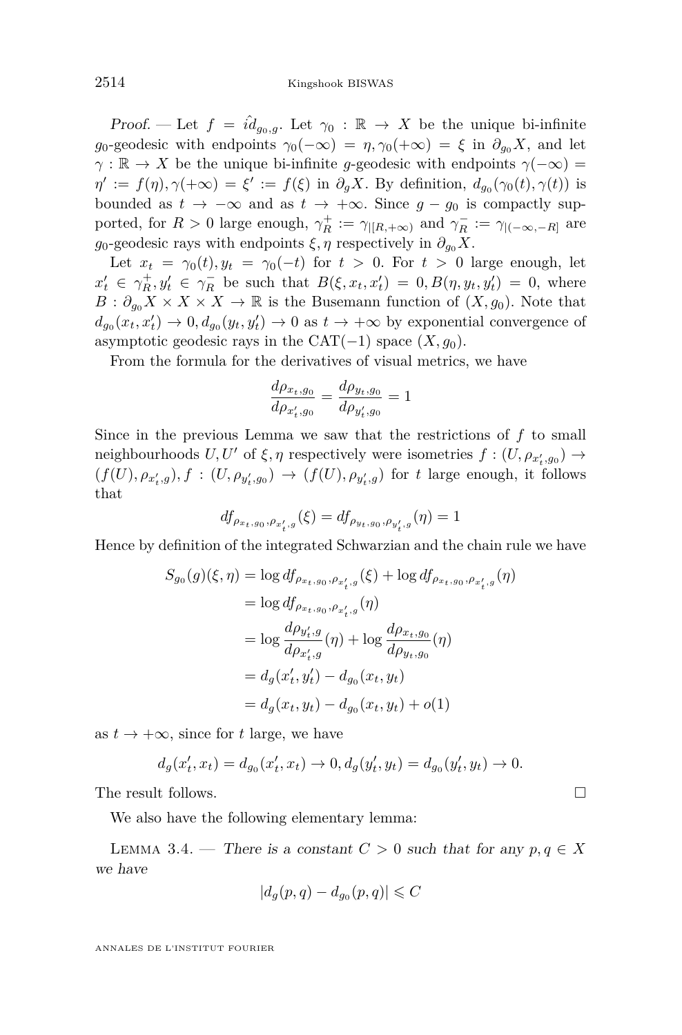*Proof.* — Let $f = \hat{id}_{g_0,g}$. Let $\gamma_0 : \mathbb{R} \to X$ be the unique bi-infinite $g_0$-geodesic with endpoints $\gamma_0(-\infty) = \eta, \gamma_0(+\infty) = \xi$ in $\partial_{g_0} X$, and let $\gamma : \mathbb{R} \to X$ be the unique bi-infinite $g$-geodesic with endpoints $\gamma(-\infty) = \eta' := f(\eta), \gamma(+\infty) = \xi' := f(\xi)$ in $\partial_g X$. By definition, $d_{g_0}(\gamma_0(t), \gamma(t))$ is bounded as $t \to -\infty$ and as $t \to +\infty$. Since $g - g_0$ is compactly supported, for $R > 0$ large enough, $\gamma_R^+ := \gamma_{|[R,+\infty)}$ and $\gamma_R^- := \gamma_{|(-\infty,-R]}$ are $g_0$-geodesic rays with endpoints $\xi, \eta$ respectively in $\partial_{g_0} X$.

Let $x_t = \gamma_0(t), y_t = \gamma_0(-t)$ for $t > 0$. For $t > 0$ large enough, let $x'_t \in \gamma_R^+, y'_t \in \gamma_R^-$ be such that $B(\xi, x_t, x'_t) = 0, B(\eta, y_t, y'_t) = 0$, where $B : \partial_{g_0} X \times X \times X \to \mathbb{R}$ is the Busemann function of $(X, g_0)$. Note that $d_{g_0}(x_t, x'_t) \to 0, d_{g_0}(y_t, y'_t) \to 0$ as $t \to +\infty$ by exponential convergence of asymptotic geodesic rays in the CAT($-1$) space $(X, g_0)$.

From the formula for the derivatives of visual metrics, we have

$$\frac{d\rho_{x_t,g_0}}{d\rho_{x'_t,g_0}} = \frac{d\rho_{y_t,g_0}}{d\rho_{y'_t,g_0}} = 1$$

Since in the previous Lemma we saw that the restrictions of $f$ to small neighbourhoods $U, U'$ of $\xi, \eta$ respectively were isometries $f : (U, \rho_{x'_t,g_0}) \to (f(U), \rho_{x'_t,g}), f : (U, \rho_{y'_t,g_0}) \to (f(U), \rho_{y'_t,g})$ for $t$ large enough, it follows that

$$df_{\rho_{x_t,g_0},\rho_{x'_t,g}}(\xi) = df_{\rho_{y_t,g_0},\rho_{y'_t,g}}(\eta) = 1$$

Hence by definition of the integrated Schwarzian and the chain rule we have

$$\begin{aligned}
S_{g_0}(g)(\xi, \eta) &= \log df_{\rho_{x_t,g_0},\rho_{x'_t,g}}(\xi) + \log df_{\rho_{x_t,g_0},\rho_{x'_t,g}}(\eta) \\
&= \log df_{\rho_{x_t,g_0},\rho_{x'_t,g}}(\eta) \\
&= \log \frac{d\rho_{y'_t,g}}{d\rho_{x'_t,g}}(\eta) + \log \frac{d\rho_{x_t,g_0}}{d\rho_{y_t,g_0}}(\eta) \\
&= d_g(x'_t, y'_t) - d_{g_0}(x_t, y_t) \\
&= d_g(x_t, y_t) - d_{g_0}(x_t, y_t) + o(1)
\end{aligned}$$

as $t \to +\infty$, since for $t$ large, we have

$$d_g(x'_t, x_t) = d_{g_0}(x'_t, x_t) \to 0, d_g(y'_t, y_t) = d_{g_0}(y'_t, y_t) \to 0.$$

The result follows. $\square$

We also have the following elementary lemma:

**Lemma 3.4.** — *There is a constant $C > 0$ such that for any $p, q \in X$ we have*

$$|d_g(p, q) - d_{g_0}(p, q)| \leqslant C$$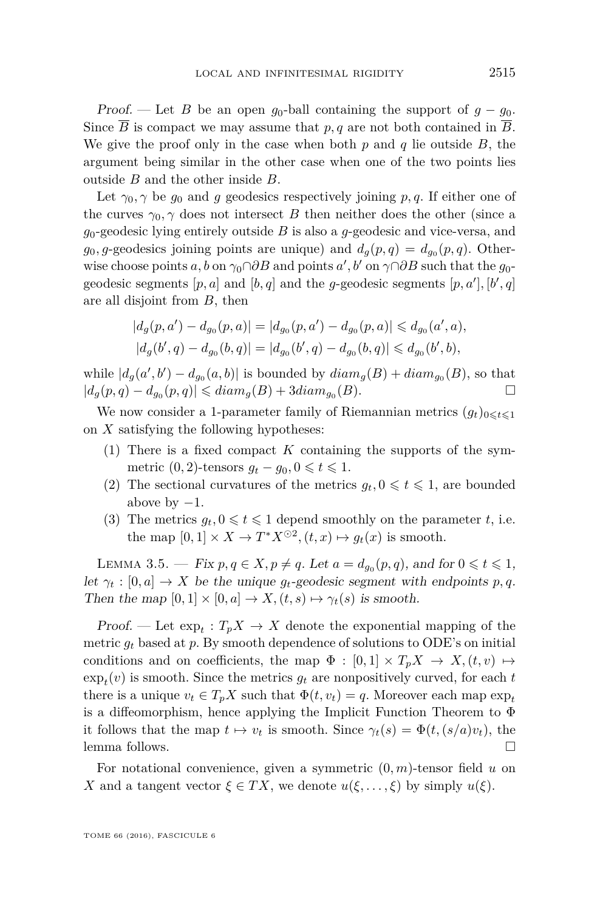*Proof.* — Let $B$ be an open $g_0$-ball containing the support of $g - g_0$. Since $\overline{B}$ is compact we may assume that $p, q$ are not both contained in $\overline{B}$. We give the proof only in the case when both $p$ and $q$ lie outside $B$, the argument being similar in the other case when one of the two points lies outside $B$ and the other inside $B$.

Let $\gamma_0, \gamma$ be $g_0$ and $g$ geodesics respectively joining $p, q$. If either one of the curves $\gamma_0, \gamma$ does not intersect $B$ then neither does the other (since a $g_0$-geodesic lying entirely outside $B$ is also a $g$-geodesic and vice-versa, and $g_0, g$-geodesics joining points are unique) and $d_g(p,q) = d_{g_0}(p,q)$. Otherwise choose points $a, b$ on $\gamma_0 \cap \partial B$ and points $a', b'$ on $\gamma \cap \partial B$ such that the $g_0$-geodesic segments $[p,a]$ and $[b,q]$ and the $g$-geodesic segments $[p,a'], [b',q]$ are all disjoint from $B$, then

$$|d_g(p,a') - d_{g_0}(p,a)| = |d_{g_0}(p,a') - d_{g_0}(p,a)| \leqslant d_{g_0}(a',a),$$
$$|d_g(b',q) - d_{g_0}(b,q)| = |d_{g_0}(b',q) - d_{g_0}(b,q)| \leqslant d_{g_0}(b',b),$$

while $|d_g(a',b') - d_{g_0}(a,b)|$ is bounded by $diam_g(B) + diam_{g_0}(B)$, so that $|d_g(p,q) - d_{g_0}(p,q)| \leqslant diam_g(B) + 3diam_{g_0}(B)$. $\square$

We now consider a 1-parameter family of Riemannian metrics $(g_t)_{0 \leqslant t \leqslant 1}$ on $X$ satisfying the following hypotheses:

(1) There is a fixed compact $K$ containing the supports of the symmetric $(0,2)$-tensors $g_t - g_0, 0 \leqslant t \leqslant 1$.

(2) The sectional curvatures of the metrics $g_t, 0 \leqslant t \leqslant 1$, are bounded above by $-1$.

(3) The metrics $g_t, 0 \leqslant t \leqslant 1$ depend smoothly on the parameter $t$, i.e. the map $[0,1] \times X \to T^*X^{\odot 2}, (t,x) \mapsto g_t(x)$ is smooth.

Lemma 3.5. — *Fix $p, q \in X, p \neq q$. Let $a = d_{g_0}(p,q)$, and for $0 \leqslant t \leqslant 1$, let $\gamma_t : [0,a] \to X$ be the unique $g_t$-geodesic segment with endpoints $p, q$. Then the map $[0,1] \times [0,a] \to X, (t,s) \mapsto \gamma_t(s)$ is smooth.*

*Proof.* — Let $\exp_t : T_pX \to X$ denote the exponential mapping of the metric $g_t$ based at $p$. By smooth dependence of solutions to ODE's on initial conditions and on coefficients, the map $\Phi : [0,1] \times T_pX \to X, (t,v) \mapsto \exp_t(v)$ is smooth. Since the metrics $g_t$ are nonpositively curved, for each $t$ there is a unique $v_t \in T_pX$ such that $\Phi(t, v_t) = q$. Moreover each map $\exp_t$ is a diffeomorphism, hence applying the Implicit Function Theorem to $\Phi$ it follows that the map $t \mapsto v_t$ is smooth. Since $\gamma_t(s) = \Phi(t, (s/a)v_t)$, the lemma follows. $\square$

For notational convenience, given a symmetric $(0,m)$-tensor field $u$ on $X$ and a tangent vector $\xi \in TX$, we denote $u(\xi, \ldots, \xi)$ by simply $u(\xi)$.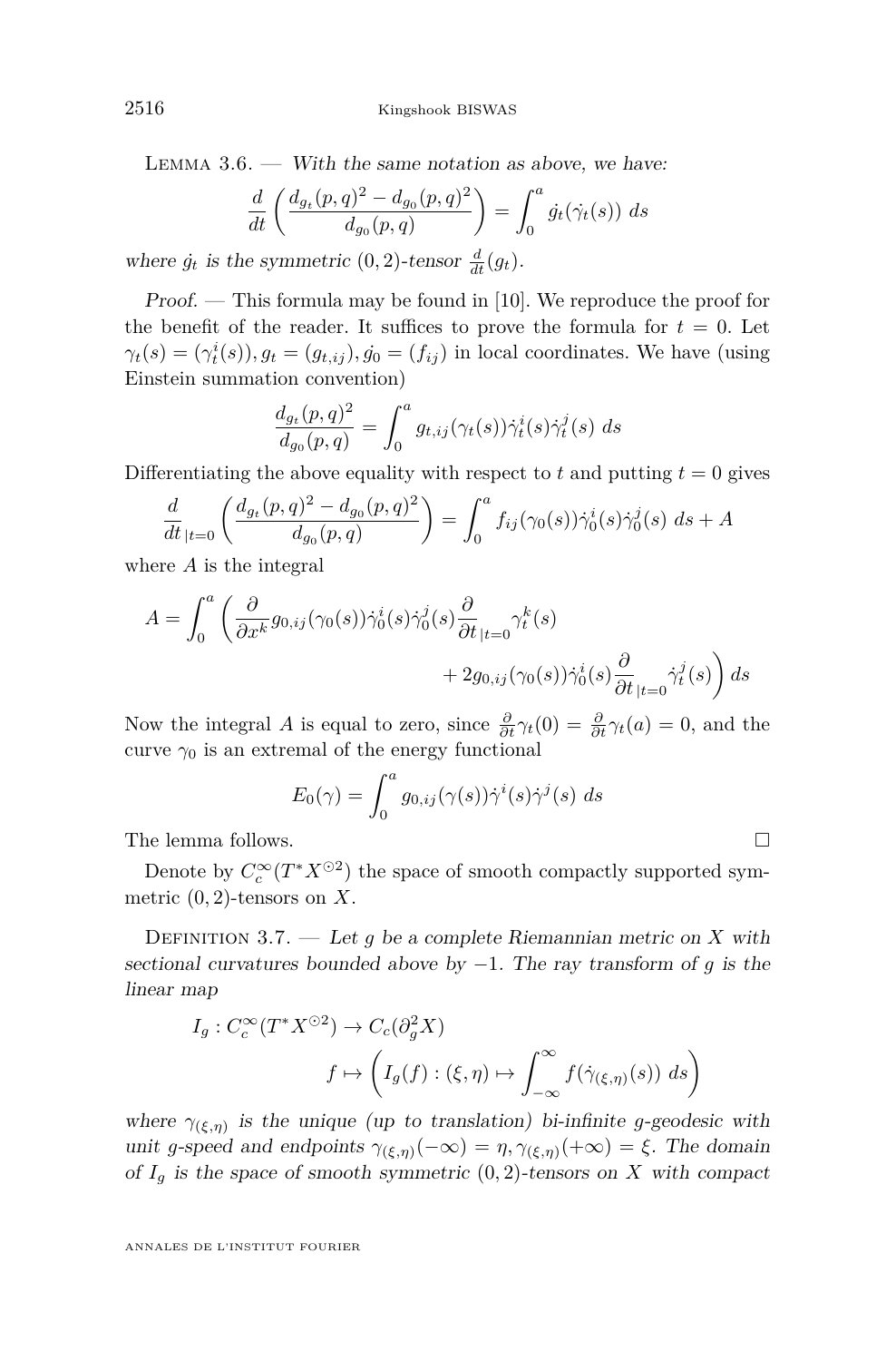Lemma 3.6. — *With the same notation as above, we have:*

$$\frac{d}{dt}\left(\frac{d_{g_t}(p,q)^2 - d_{g_0}(p,q)^2}{d_{g_0}(p,q)}\right) = \int_0^a \dot{g}_t(\dot{\gamma}_t(s))\ ds$$

*where $\dot{g}_t$ is the symmetric $(0,2)$-tensor $\frac{d}{dt}(g_t)$.*

*Proof.* — This formula may be found in [10]. We reproduce the proof for the benefit of the reader. It suffices to prove the formula for $t=0$. Let $\gamma_t(s) = (\gamma_t^i(s)), g_t = (g_{t,ij}), \dot{g_0} = (f_{ij})$ in local coordinates. We have (using Einstein summation convention)

$$\frac{d_{g_t}(p,q)^2}{d_{g_0}(p,q)} = \int_0^a g_{t,ij}(\gamma_t(s))\dot{\gamma}_t^i(s)\dot{\gamma}_t^j(s)\ ds$$

Differentiating the above equality with respect to $t$ and putting $t=0$ gives

$$\frac{d}{dt}_{|t=0}\left(\frac{d_{g_t}(p,q)^2 - d_{g_0}(p,q)^2}{d_{g_0}(p,q)}\right) = \int_0^a f_{ij}(\gamma_0(s))\dot{\gamma}_0^i(s)\dot{\gamma}_0^j(s)\ ds + A$$

where $A$ is the integral

$$A = \int_0^a \left(\frac{\partial}{\partial x^k}g_{0,ij}(\gamma_0(s))\dot{\gamma}_0^i(s)\dot{\gamma}_0^j(s)\frac{\partial}{\partial t}_{|t=0}\gamma_t^k(s) + 2g_{0,ij}(\gamma_0(s))\dot{\gamma}_0^i(s)\frac{\partial}{\partial t}_{|t=0}\dot{\gamma}_t^j(s)\right) ds$$

Now the integral $A$ is equal to zero, since $\frac{\partial}{\partial t}\gamma_t(0) = \frac{\partial}{\partial t}\gamma_t(a) = 0$, and the curve $\gamma_0$ is an extremal of the energy functional

$$E_0(\gamma) = \int_0^a g_{0,ij}(\gamma(s))\dot{\gamma}^i(s)\dot{\gamma}^j(s)\ ds$$

The lemma follows. □

Denote by $C_c^\infty(T^*X^{\odot 2})$ the space of smooth compactly supported symmetric $(0,2)$-tensors on $X$.

Definition 3.7. — *Let $g$ be a complete Riemannian metric on $X$ with sectional curvatures bounded above by $-1$. The ray transform of $g$ is the linear map*

$$I_g : C_c^\infty(T^*X^{\odot 2}) \to C_c(\partial_g^2 X)$$
$$f \mapsto \left(I_g(f) : (\xi,\eta) \mapsto \int_{-\infty}^{\infty} f(\dot{\gamma}_{(\xi,\eta)}(s))\ ds\right)$$

*where $\gamma_{(\xi,\eta)}$ is the unique (up to translation) bi-infinite $g$-geodesic with unit $g$-speed and endpoints $\gamma_{(\xi,\eta)}(-\infty) = \eta, \gamma_{(\xi,\eta)}(+\infty) = \xi$. The domain of $I_g$ is the space of smooth symmetric $(0,2)$-tensors on $X$ with compact*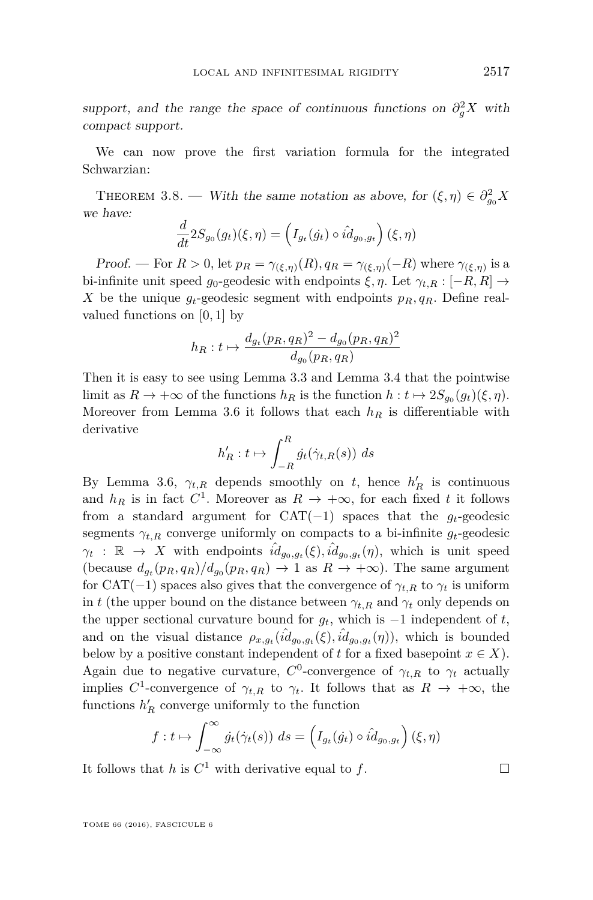*support, and the range the space of continuous functions on $\partial_g^2 X$ with compact support.*

We can now prove the first variation formula for the integrated Schwarzian:

Theorem 3.8. — *With the same notation as above, for $(\xi, \eta) \in \partial_{g_0}^2 X$ we have:*

$$\frac{d}{dt} 2S_{g_0}(g_t)(\xi, \eta) = \left( I_{g_t}(\dot{g}_t) \circ \hat{id}_{g_0, g_t} \right)(\xi, \eta)$$

*Proof.* — For $R > 0$, let $p_R = \gamma_{(\xi,\eta)}(R), q_R = \gamma_{(\xi,\eta)}(-R)$ where $\gamma_{(\xi,\eta)}$ is a bi-infinite unit speed $g_0$-geodesic with endpoints $\xi, \eta$. Let $\gamma_{t,R} : [-R, R] \to X$ be the unique $g_t$-geodesic segment with endpoints $p_R, q_R$. Define real-valued functions on $[0,1]$ by

$$h_R : t \mapsto \frac{d_{g_t}(p_R, q_R)^2 - d_{g_0}(p_R, q_R)^2}{d_{g_0}(p_R, q_R)}$$

Then it is easy to see using Lemma 3.3 and Lemma 3.4 that the pointwise limit as $R \to +\infty$ of the functions $h_R$ is the function $h : t \mapsto 2S_{g_0}(g_t)(\xi, \eta)$. Moreover from Lemma 3.6 it follows that each $h_R$ is differentiable with derivative

$$h'_R : t \mapsto \int_{-R}^{R} \dot{g}_t(\dot{\gamma}_{t,R}(s)) \, ds$$

By Lemma 3.6, $\gamma_{t,R}$ depends smoothly on $t$, hence $h'_R$ is continuous and $h_R$ is in fact $C^1$. Moreover as $R \to +\infty$, for each fixed $t$ it follows from a standard argument for CAT$(-1)$ spaces that the $g_t$-geodesic segments $\gamma_{t,R}$ converge uniformly on compacts to a bi-infinite $g_t$-geodesic $\gamma_t : \mathbb{R} \to X$ with endpoints $\hat{id}_{g_0,g_t}(\xi), \hat{id}_{g_0,g_t}(\eta)$, which is unit speed (because $d_{g_t}(p_R, q_R)/d_{g_0}(p_R, q_R) \to 1$ as $R \to +\infty$). The same argument for CAT$(-1)$ spaces also gives that the convergence of $\gamma_{t,R}$ to $\gamma_t$ is uniform in $t$ (the upper bound on the distance between $\gamma_{t,R}$ and $\gamma_t$ only depends on the upper sectional curvature bound for $g_t$, which is $-1$ independent of $t$, and on the visual distance $\rho_{x,g_t}(\hat{id}_{g_0,g_t}(\xi), \hat{id}_{g_0,g_t}(\eta))$, which is bounded below by a positive constant independent of $t$ for a fixed basepoint $x \in X$). Again due to negative curvature, $C^0$-convergence of $\gamma_{t,R}$ to $\gamma_t$ actually implies $C^1$-convergence of $\gamma_{t,R}$ to $\gamma_t$. It follows that as $R \to +\infty$, the functions $h'_R$ converge uniformly to the function

$$f : t \mapsto \int_{-\infty}^{\infty} \dot{g}_t(\dot{\gamma}_t(s)) \, ds = \left( I_{g_t}(\dot{g}_t) \circ \hat{id}_{g_0,g_t} \right)(\xi, \eta)$$

It follows that $h$ is $C^1$ with derivative equal to $f$. $\square$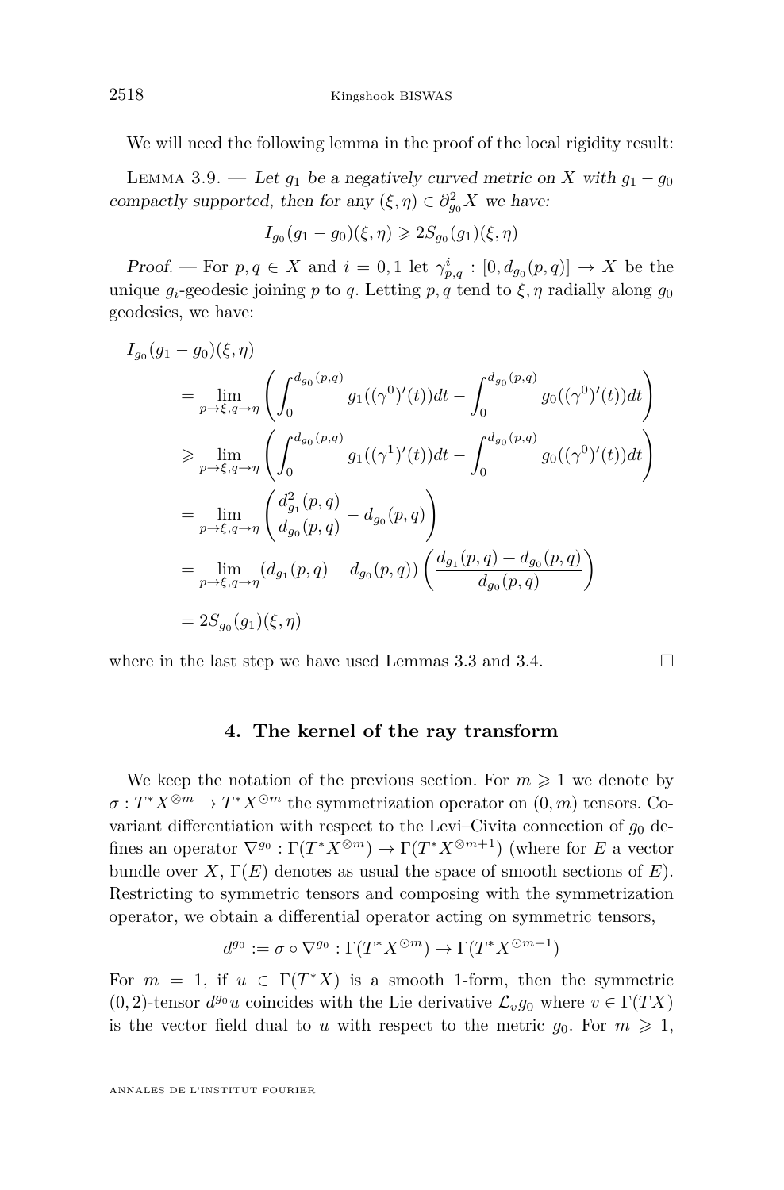We will need the following lemma in the proof of the local rigidity result:

Lemma 3.9. — *Let $g_1$ be a negatively curved metric on $X$ with $g_1 - g_0$ compactly supported, then for any $(\xi, \eta) \in \partial^2_{g_0} X$ we have:*

$$I_{g_0}(g_1 - g_0)(\xi, \eta) \geqslant 2S_{g_0}(g_1)(\xi, \eta)$$

*Proof.* — For $p, q \in X$ and $i = 0, 1$ let $\gamma^i_{p,q} : [0, d_{g_0}(p,q)] \to X$ be the unique $g_i$-geodesic joining $p$ to $q$. Letting $p, q$ tend to $\xi, \eta$ radially along $g_0$ geodesics, we have:

$$\begin{aligned}
&I_{g_0}(g_1 - g_0)(\xi, \eta) \\
&\quad = \lim_{p \to \xi, q \to \eta} \left( \int_0^{d_{g_0}(p,q)} g_1((\gamma^0)'(t))dt - \int_0^{d_{g_0}(p,q)} g_0((\gamma^0)'(t))dt \right) \\
&\quad \geqslant \lim_{p \to \xi, q \to \eta} \left( \int_0^{d_{g_0}(p,q)} g_1((\gamma^1)'(t))dt - \int_0^{d_{g_0}(p,q)} g_0((\gamma^0)'(t))dt \right) \\
&\quad = \lim_{p \to \xi, q \to \eta} \left( \frac{d^2_{g_1}(p,q)}{d_{g_0}(p,q)} - d_{g_0}(p,q) \right) \\
&\quad = \lim_{p \to \xi, q \to \eta} (d_{g_1}(p,q) - d_{g_0}(p,q)) \left( \frac{d_{g_1}(p,q) + d_{g_0}(p,q)}{d_{g_0}(p,q)} \right) \\
&\quad = 2S_{g_0}(g_1)(\xi, \eta)
\end{aligned}$$

where in the last step we have used Lemmas 3.3 and 3.4. $\square$

## 4. The kernel of the ray transform

We keep the notation of the previous section. For $m \geqslant 1$ we denote by $\sigma : T^*X^{\otimes m} \to T^*X^{\odot m}$ the symmetrization operator on $(0, m)$ tensors. Covariant differentiation with respect to the Levi–Civita connection of $g_0$ defines an operator $\nabla^{g_0} : \Gamma(T^*X^{\otimes m}) \to \Gamma(T^*X^{\otimes m+1})$ (where for $E$ a vector bundle over $X$, $\Gamma(E)$ denotes as usual the space of smooth sections of $E$). Restricting to symmetric tensors and composing with the symmetrization operator, we obtain a differential operator acting on symmetric tensors,

$$d^{g_0} := \sigma \circ \nabla^{g_0} : \Gamma(T^*X^{\odot m}) \to \Gamma(T^*X^{\odot m+1})$$

For $m = 1$, if $u \in \Gamma(T^*X)$ is a smooth 1-form, then the symmetric $(0, 2)$-tensor $d^{g_0}u$ coincides with the Lie derivative $\mathcal{L}_v g_0$ where $v \in \Gamma(TX)$ is the vector field dual to $u$ with respect to the metric $g_0$. For $m \geqslant 1$,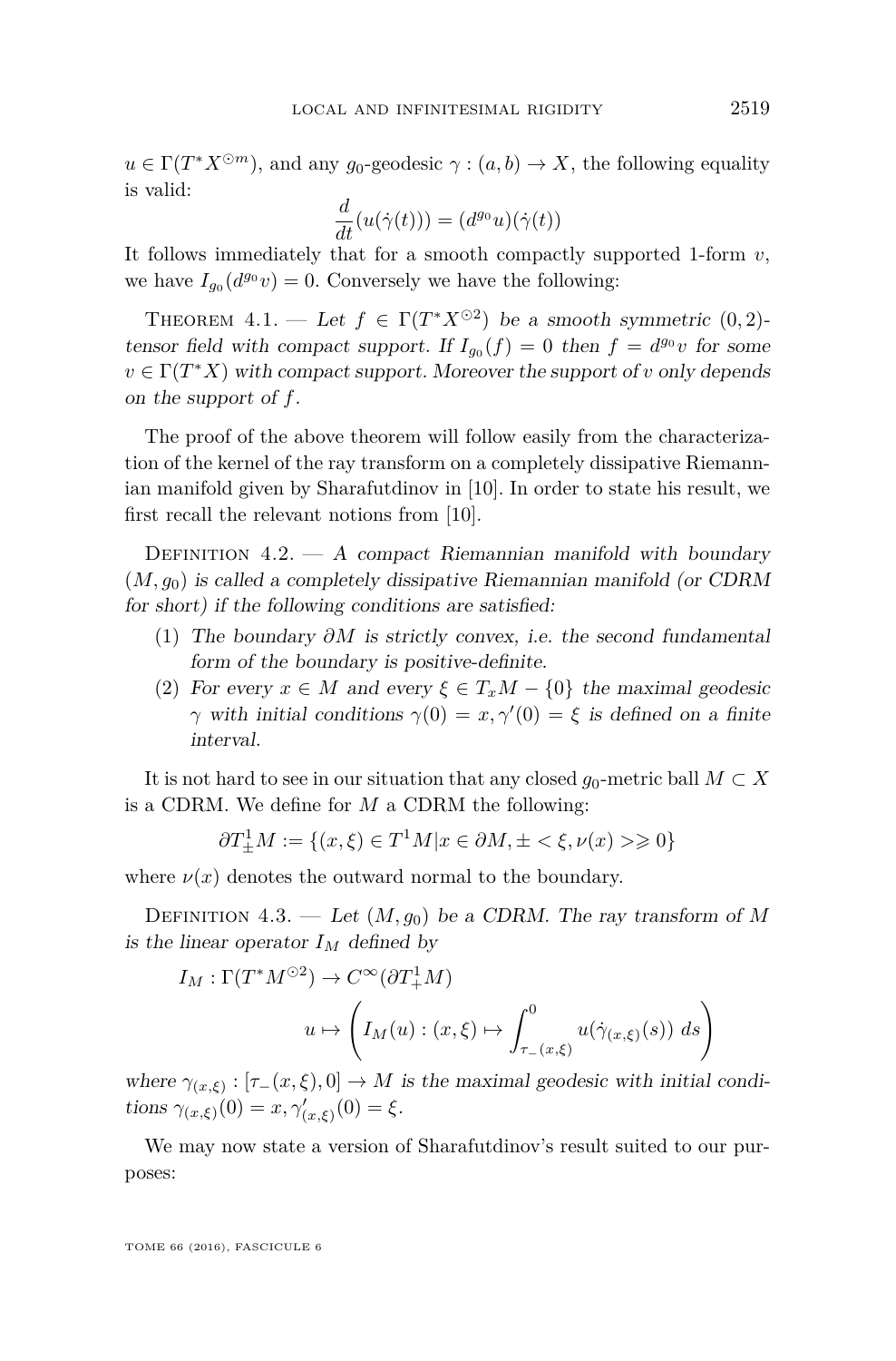$u \in \Gamma(T^*X^{\odot m})$, and any $g_0$-geodesic $\gamma : (a,b) \to X$, the following equality is valid:

$$\frac{d}{dt}(u(\dot{\gamma}(t))) = (d^{g_0}u)(\dot{\gamma}(t))$$

It follows immediately that for a smooth compactly supported 1-form $v$, we have $I_{g_0}(d^{g_0}v) = 0$. Conversely we have the following:

Theorem 4.1. — *Let $f \in \Gamma(T^*X^{\odot 2})$ be a smooth symmetric $(0,2)$-tensor field with compact support. If $I_{g_0}(f) = 0$ then $f = d^{g_0}v$ for some $v \in \Gamma(T^*X)$ with compact support. Moreover the support of $v$ only depends on the support of $f$.*

The proof of the above theorem will follow easily from the characterization of the kernel of the ray transform on a completely dissipative Riemannian manifold given by Sharafutdinov in [10]. In order to state his result, we first recall the relevant notions from [10].

Definition 4.2. — *A compact Riemannian manifold with boundary $(M, g_0)$ is called a completely dissipative Riemannian manifold (or CDRM for short) if the following conditions are satisfied:*

1. *The boundary $\partial M$ is strictly convex, i.e. the second fundamental form of the boundary is positive-definite.*
2. *For every $x \in M$ and every $\xi \in T_xM - \{0\}$ the maximal geodesic $\gamma$ with initial conditions $\gamma(0) = x, \gamma'(0) = \xi$ is defined on a finite interval.*

It is not hard to see in our situation that any closed $g_0$-metric ball $M \subset X$ is a CDRM. We define for $M$ a CDRM the following:

$$\partial T^1_{\pm}M := \{(x,\xi) \in T^1M | x \in \partial M, \pm < \xi, \nu(x) > \geqslant 0\}$$

where $\nu(x)$ denotes the outward normal to the boundary.

Definition 4.3. — *Let $(M, g_0)$ be a CDRM. The ray transform of $M$ is the linear operator $I_M$ defined by*

$$I_M : \Gamma(T^*M^{\odot 2}) \to C^\infty(\partial T^1_+M)$$

$$u \mapsto \left( I_M(u) : (x,\xi) \mapsto \int_{\tau_-(x,\xi)}^{0} u(\dot{\gamma}_{(x,\xi)}(s))\, ds \right)$$

*where $\gamma_{(x,\xi)} : [\tau_-(x,\xi), 0] \to M$ is the maximal geodesic with initial conditions $\gamma_{(x,\xi)}(0) = x, \gamma'_{(x,\xi)}(0) = \xi$.*

We may now state a version of Sharafutdinov's result suited to our purposes: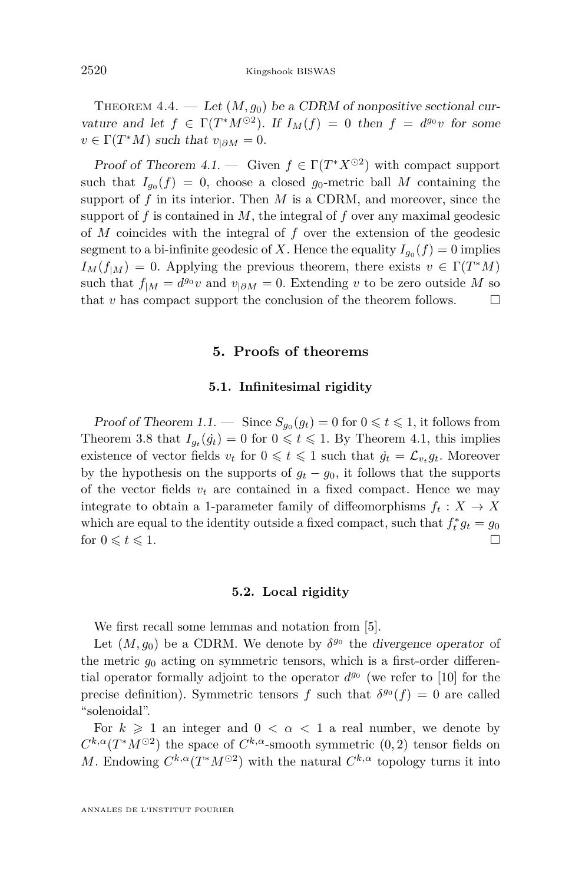Theorem 4.4. — *Let $(M, g_0)$ be a CDRM of nonpositive sectional curvature and let $f \in \Gamma(T^*M^{\odot 2})$. If $I_M(f) = 0$ then $f = d^{g_0}v$ for some $v \in \Gamma(T^*M)$ such that $v_{|\partial M} = 0$.*

*Proof of Theorem 4.1.* — Given $f \in \Gamma(T^*X^{\odot 2})$ with compact support such that $I_{g_0}(f) = 0$, choose a closed $g_0$-metric ball $M$ containing the support of $f$ in its interior. Then $M$ is a CDRM, and moreover, since the support of $f$ is contained in $M$, the integral of $f$ over any maximal geodesic of $M$ coincides with the integral of $f$ over the extension of the geodesic segment to a bi-infinite geodesic of $X$. Hence the equality $I_{g_0}(f) = 0$ implies $I_M(f_{|M}) = 0$. Applying the previous theorem, there exists $v \in \Gamma(T^*M)$ such that $f_{|M} = d^{g_0}v$ and $v_{|\partial M} = 0$. Extending $v$ to be zero outside $M$ so that $v$ has compact support the conclusion of the theorem follows. □

## 5. Proofs of theorems

### 5.1. Infinitesimal rigidity

*Proof of Theorem 1.1.* — Since $S_{g_0}(g_t) = 0$ for $0 \leqslant t \leqslant 1$, it follows from Theorem 3.8 that $I_{g_t}(\dot{g}_t) = 0$ for $0 \leqslant t \leqslant 1$. By Theorem 4.1, this implies existence of vector fields $v_t$ for $0 \leqslant t \leqslant 1$ such that $\dot{g}_t = \mathcal{L}_{v_t} g_t$. Moreover by the hypothesis on the supports of $g_t - g_0$, it follows that the supports of the vector fields $v_t$ are contained in a fixed compact. Hence we may integrate to obtain a 1-parameter family of diffeomorphisms $f_t : X \to X$ which are equal to the identity outside a fixed compact, such that $f_t^* g_t = g_0$ for $0 \leqslant t \leqslant 1$. □

### 5.2. Local rigidity

We first recall some lemmas and notation from [5].

Let $(M, g_0)$ be a CDRM. We denote by $\delta^{g_0}$ the *divergence operator* of the metric $g_0$ acting on symmetric tensors, which is a first-order differential operator formally adjoint to the operator $d^{g_0}$ (we refer to [10] for the precise definition). Symmetric tensors $f$ such that $\delta^{g_0}(f) = 0$ are called "solenoidal".

For $k \geqslant 1$ an integer and $0 < \alpha < 1$ a real number, we denote by $C^{k,\alpha}(T^*M^{\odot 2})$ the space of $C^{k,\alpha}$-smooth symmetric $(0, 2)$ tensor fields on $M$. Endowing $C^{k,\alpha}(T^*M^{\odot 2})$ with the natural $C^{k,\alpha}$ topology turns it into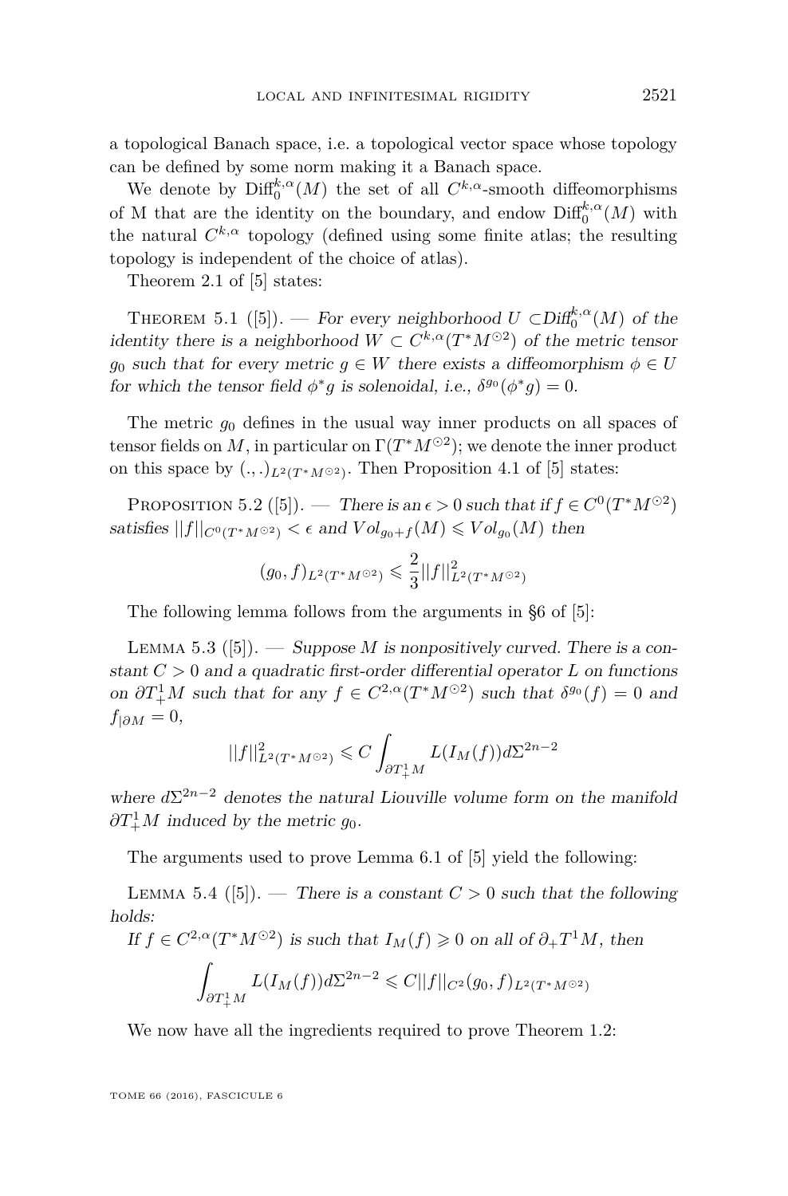a topological Banach space, i.e. a topological vector space whose topology can be defined by some norm making it a Banach space.

We denote by $\mathrm{Diff}_0^{k,\alpha}(M)$ the set of all $C^{k,\alpha}$-smooth diffeomorphisms of M that are the identity on the boundary, and endow $\mathrm{Diff}_0^{k,\alpha}(M)$ with the natural $C^{k,\alpha}$ topology (defined using some finite atlas; the resulting topology is independent of the choice of atlas).

Theorem 2.1 of [5] states:

Theorem 5.1 ([5]). — *For every neighborhood $U \subset \mathrm{Diff}_0^{k,\alpha}(M)$ of the identity there is a neighborhood $W \subset C^{k,\alpha}(T^*M^{\odot 2})$ of the metric tensor $g_0$ such that for every metric $g \in W$ there exists a diffeomorphism $\phi \in U$ for which the tensor field $\phi^* g$ is solenoidal, i.e., $\delta^{g_0}(\phi^* g) = 0$.*

The metric $g_0$ defines in the usual way inner products on all spaces of tensor fields on $M$, in particular on $\Gamma(T^*M^{\odot 2})$; we denote the inner product on this space by $(.,.)_{L^2(T^*M^{\odot 2})}$. Then Proposition 4.1 of [5] states:

Proposition 5.2 ([5]). — *There is an $\epsilon > 0$ such that if $f \in C^0(T^*M^{\odot 2})$ satisfies $||f||_{C^0(T^*M^{\odot 2})} < \epsilon$ and $Vol_{g_0+f}(M) \leqslant Vol_{g_0}(M)$ then*

$$(g_0, f)_{L^2(T^*M^{\odot 2})} \leqslant \frac{2}{3}||f||^2_{L^2(T^*M^{\odot 2})}$$

The following lemma follows from the arguments in §6 of [5]:

Lemma 5.3 ([5]). — *Suppose $M$ is nonpositively curved. There is a constant $C > 0$ and a quadratic first-order differential operator $L$ on functions on $\partial T^1_+ M$ such that for any $f \in C^{2,\alpha}(T^*M^{\odot 2})$ such that $\delta^{g_0}(f) = 0$ and $f_{|\partial M} = 0$,*

$$||f||^2_{L^2(T^*M^{\odot 2})} \leqslant C \int_{\partial T^1_+ M} L(I_M(f)) d\Sigma^{2n-2}$$

*where $d\Sigma^{2n-2}$ denotes the natural Liouville volume form on the manifold $\partial T^1_+ M$ induced by the metric $g_0$.*

The arguments used to prove Lemma 6.1 of [5] yield the following:

Lemma 5.4 ([5]). — *There is a constant $C > 0$ such that the following holds:*

*If $f \in C^{2,\alpha}(T^*M^{\odot 2})$ is such that $I_M(f) \geqslant 0$ on all of $\partial_+ T^1 M$, then*

$$\int_{\partial T^1_+ M} L(I_M(f)) d\Sigma^{2n-2} \leqslant C ||f||_{C^2} (g_0, f)_{L^2(T^*M^{\odot 2})}$$

We now have all the ingredients required to prove Theorem 1.2: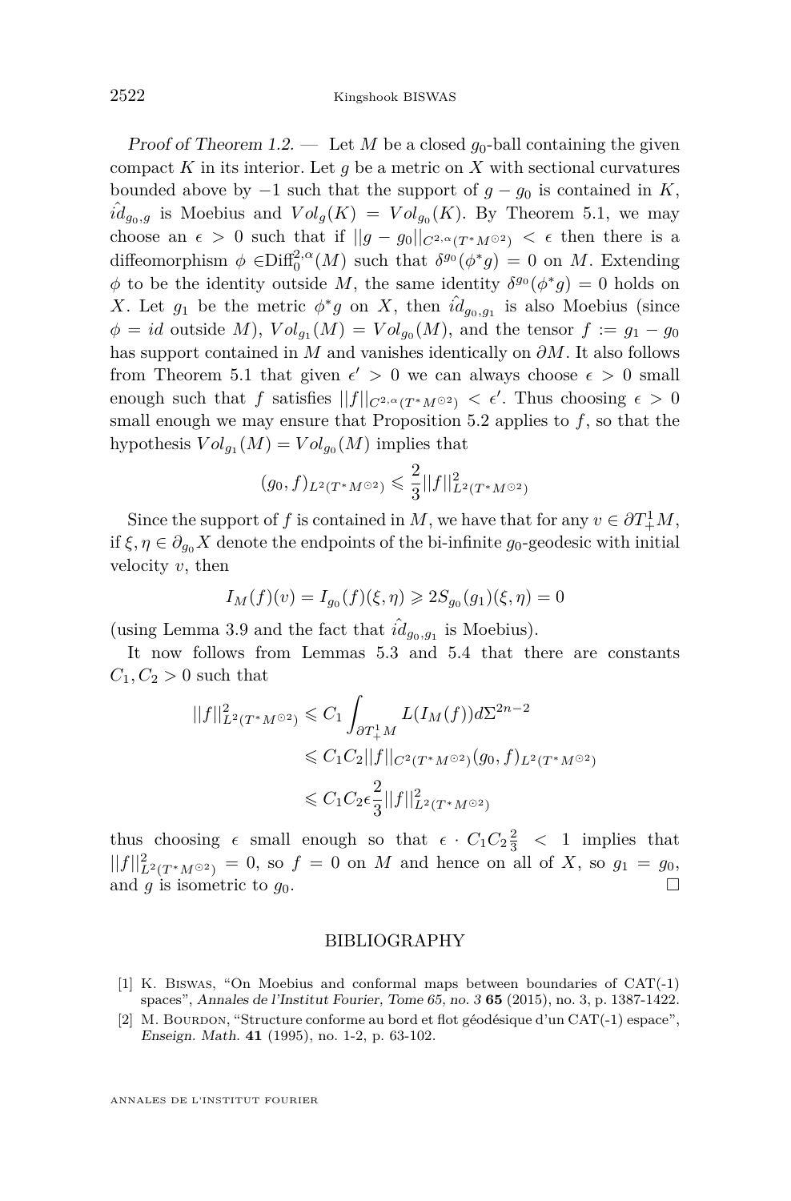*Proof of Theorem 1.2.* — Let $M$ be a closed $g_0$-ball containing the given compact $K$ in its interior. Let $g$ be a metric on $X$ with sectional curvatures bounded above by $-1$ such that the support of $g - g_0$ is contained in $K$, $\hat{id}_{g_0,g}$ is Moebius and $Vol_g(K) = Vol_{g_0}(K)$. By Theorem 5.1, we may choose an $\epsilon > 0$ such that if $||g - g_0||_{C^{2,\alpha}(T^*M^{\odot 2})} < \epsilon$ then there is a diffeomorphism $\phi \in \mathrm{Diff}_0^{2,\alpha}(M)$ such that $\delta^{g_0}(\phi^* g) = 0$ on $M$. Extending $\phi$ to be the identity outside $M$, the same identity $\delta^{g_0}(\phi^* g) = 0$ holds on $X$. Let $g_1$ be the metric $\phi^* g$ on $X$, then $\hat{id}_{g_0,g_1}$ is also Moebius (since $\phi = id$ outside $M$), $Vol_{g_1}(M) = Vol_{g_0}(M)$, and the tensor $f := g_1 - g_0$ has support contained in $M$ and vanishes identically on $\partial M$. It also follows from Theorem 5.1 that given $\epsilon' > 0$ we can always choose $\epsilon > 0$ small enough such that $f$ satisfies $||f||_{C^{2,\alpha}(T^*M^{\odot 2})} < \epsilon'$. Thus choosing $\epsilon > 0$ small enough we may ensure that Proposition 5.2 applies to $f$, so that the hypothesis $Vol_{g_1}(M) = Vol_{g_0}(M)$ implies that

$$(g_0, f)_{L^2(T^*M^{\odot 2})} \leqslant \frac{2}{3}||f||^2_{L^2(T^*M^{\odot 2})}$$

Since the support of $f$ is contained in $M$, we have that for any $v \in \partial T^1_+ M$, if $\xi, \eta \in \partial_{g_0} X$ denote the endpoints of the bi-infinite $g_0$-geodesic with initial velocity $v$, then

$$I_M(f)(v) = I_{g_0}(f)(\xi, \eta) \geqslant 2S_{g_0}(g_1)(\xi, \eta) = 0$$

(using Lemma 3.9 and the fact that $\hat{id}_{g_0,g_1}$ is Moebius).

It now follows from Lemmas 5.3 and 5.4 that there are constants $C_1, C_2 > 0$ such that

$$\begin{aligned}
||f||^2_{L^2(T^*M^{\odot 2})} &\leqslant C_1 \int_{\partial T^1_+ M} L(I_M(f)) d\Sigma^{2n-2} \\
&\leqslant C_1 C_2 ||f||_{C^2(T^*M^{\odot 2})} (g_0, f)_{L^2(T^*M^{\odot 2})} \\
&\leqslant C_1 C_2 \epsilon \frac{2}{3} ||f||^2_{L^2(T^*M^{\odot 2})}
\end{aligned}$$

thus choosing $\epsilon$ small enough so that $\epsilon \cdot C_1 C_2 \frac{2}{3} < 1$ implies that $||f||^2_{L^2(T^*M^{\odot 2})} = 0$, so $f = 0$ on $M$ and hence on all of $X$, so $g_1 = g_0$, and $g$ is isometric to $g_0$. □

## BIBLIOGRAPHY

[1] K. Biswas, "On Moebius and conformal maps between boundaries of CAT(-1) spaces", *Annales de l'Institut Fourier, Tome 65, no. 3* **65** (2015), no. 3, p. 1387-1422.

[2] M. Bourdon, "Structure conforme au bord et flot géodésique d'un CAT(-1) espace", *Enseign. Math.* **41** (1995), no. 1-2, p. 63-102.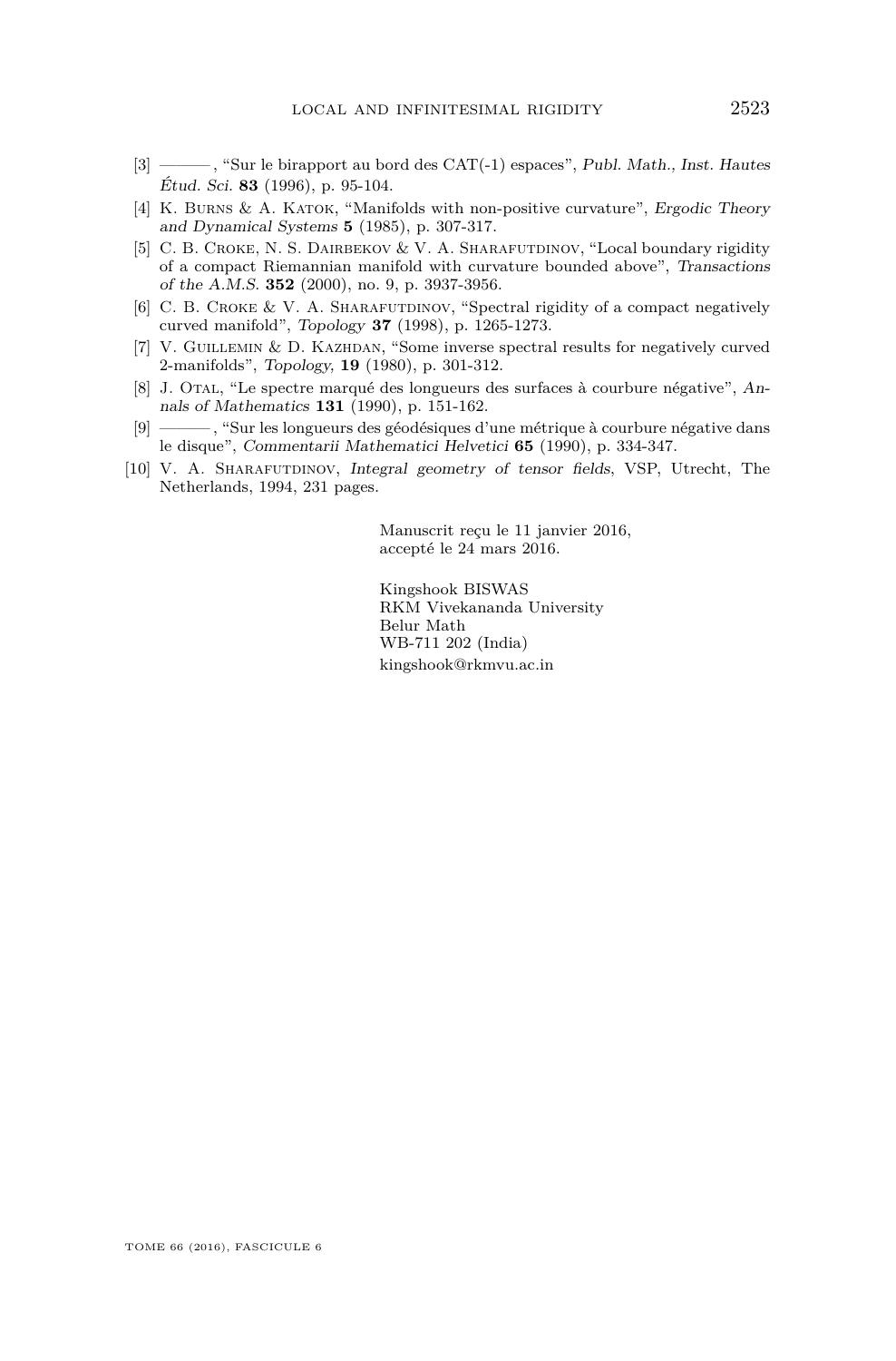[3] ———, “Sur le birapport au bord des CAT(-1) espaces”, *Publ. Math., Inst. Hautes Étud. Sci.* **83** (1996), p. 95-104.

[4] K. Burns & A. Katok, “Manifolds with non-positive curvature”, *Ergodic Theory and Dynamical Systems* **5** (1985), p. 307-317.

[5] C. B. Croke, N. S. Dairbekov & V. A. Sharafutdinov, “Local boundary rigidity of a compact Riemannian manifold with curvature bounded above”, *Transactions of the A.M.S.* **352** (2000), no. 9, p. 3937-3956.

[6] C. B. Croke & V. A. Sharafutdinov, “Spectral rigidity of a compact negatively curved manifold”, *Topology* **37** (1998), p. 1265-1273.

[7] V. Guillemin & D. Kazhdan, “Some inverse spectral results for negatively curved 2-manifolds”, *Topology,* **19** (1980), p. 301-312.

[8] J. Otal, “Le spectre marqué des longueurs des surfaces à courbure négative”, *Annals of Mathematics* **131** (1990), p. 151-162.

[9] ———, “Sur les longueurs des géodésiques d’une métrique à courbure négative dans le disque”, *Commentarii Mathematici Helvetici* **65** (1990), p. 334-347.

[10] V. A. Sharafutdinov, *Integral geometry of tensor fields*, VSP, Utrecht, The Netherlands, 1994, 231 pages.

Manuscrit reçu le 11 janvier 2016,
accepté le 24 mars 2016.

Kingshook BISWAS
RKM Vivekananda University
Belur Math
WB-711 202 (India)
kingshook@rkmvu.ac.in